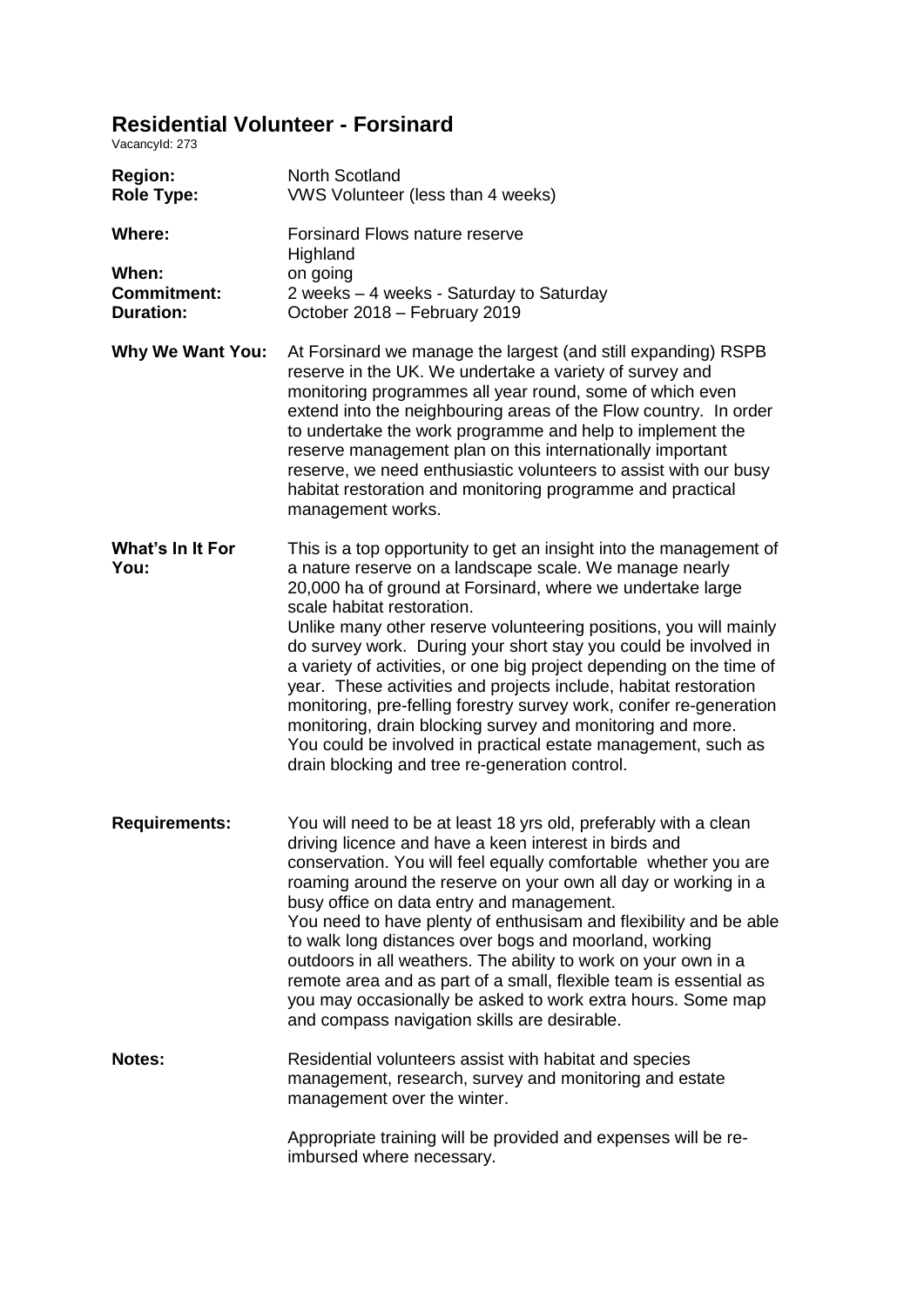# Residential Volunteer - Forsinard

VacancyId: 273

**Region:** North Scotland

**Role Type:** VWS Volunteer (less than 4 weeks)

**Where:** Forsinard Flows nature reserve
Highland

**When:** on going

**Commitment:** 2 weeks – 4 weeks - Saturday to Saturday

**Duration:** October 2018 – February 2019

**Why We Want You:** At Forsinard we manage the largest (and still expanding) RSPB reserve in the UK. We undertake a variety of survey and monitoring programmes all year round, some of which even extend into the neighbouring areas of the Flow country. In order to undertake the work programme and help to implement the reserve management plan on this internationally important reserve, we need enthusiastic volunteers to assist with our busy habitat restoration and monitoring programme and practical management works.

**What's In It For You:** This is a top opportunity to get an insight into the management of a nature reserve on a landscape scale. We manage nearly 20,000 ha of ground at Forsinard, where we undertake large scale habitat restoration.
Unlike many other reserve volunteering positions, you will mainly do survey work. During your short stay you could be involved in a variety of activities, or one big project depending on the time of year. These activities and projects include, habitat restoration monitoring, pre-felling forestry survey work, conifer re-generation monitoring, drain blocking survey and monitoring and more.
You could be involved in practical estate management, such as drain blocking and tree re-generation control.

**Requirements:** You will need to be at least 18 yrs old, preferably with a clean driving licence and have a keen interest in birds and conservation. You will feel equally comfortable whether you are roaming around the reserve on your own all day or working in a busy office on data entry and management.
You need to have plenty of enthusisam and flexibility and be able to walk long distances over bogs and moorland, working outdoors in all weathers. The ability to work on your own in a remote area and as part of a small, flexible team is essential as you may occasionally be asked to work extra hours. Some map and compass navigation skills are desirable.

**Notes:** Residential volunteers assist with habitat and species management, research, survey and monitoring and estate management over the winter.

Appropriate training will be provided and expenses will be re-imbursed where necessary.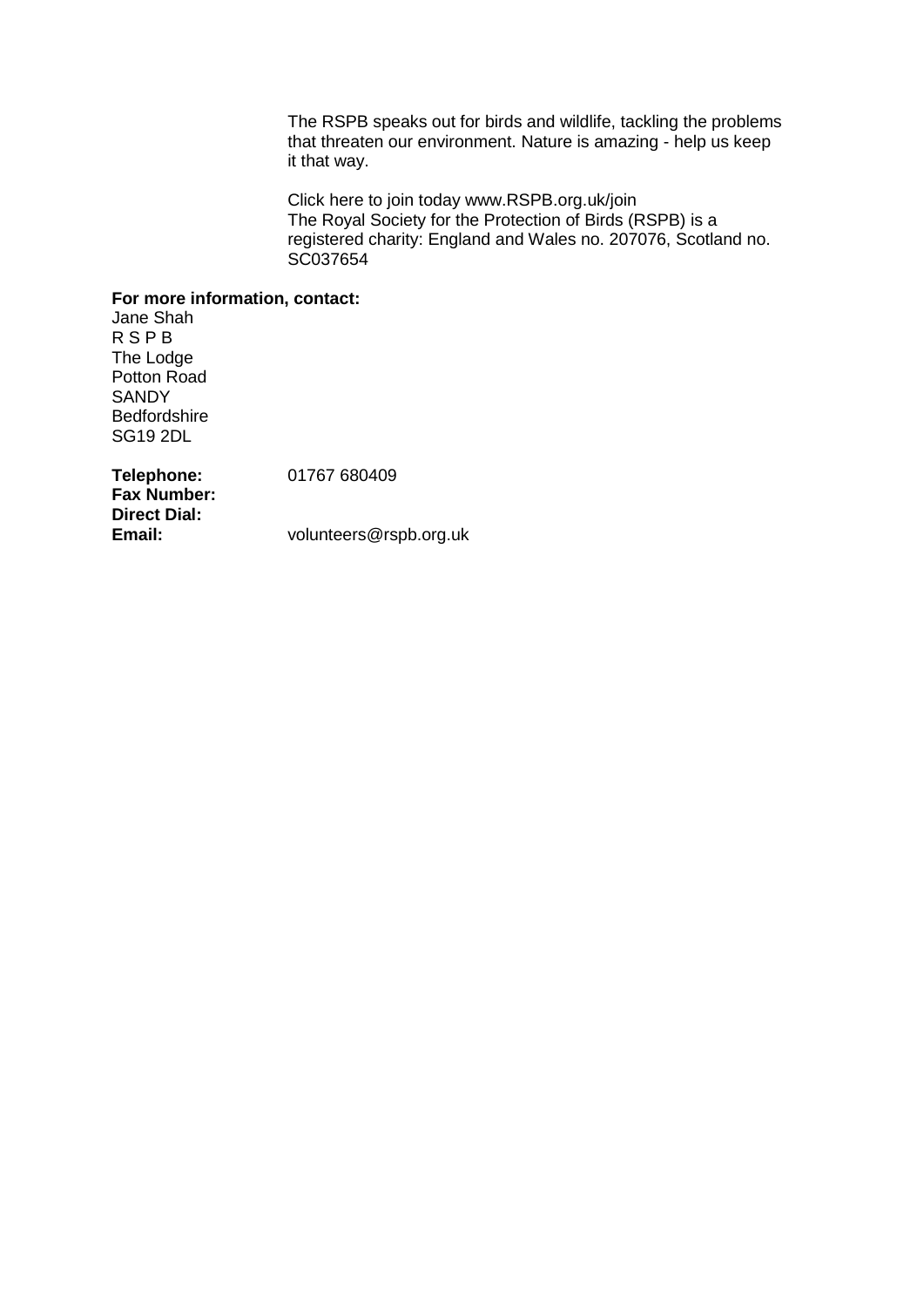The RSPB speaks out for birds and wildlife, tackling the problems that threaten our environment. Nature is amazing - help us keep it that way.

Click here to join today www.RSPB.org.uk/join
The Royal Society for the Protection of Birds (RSPB) is a registered charity: England and Wales no. 207076, Scotland no. SC037654

**For more information, contact:**
Jane Shah
R S P B
The Lodge
Potton Road
SANDY
Bedfordshire
SG19 2DL

| | |
|---|---|
| **Telephone:** | 01767 680409 |
| **Fax Number:** | |
| **Direct Dial:** | |
| **Email:** | volunteers@rspb.org.uk |